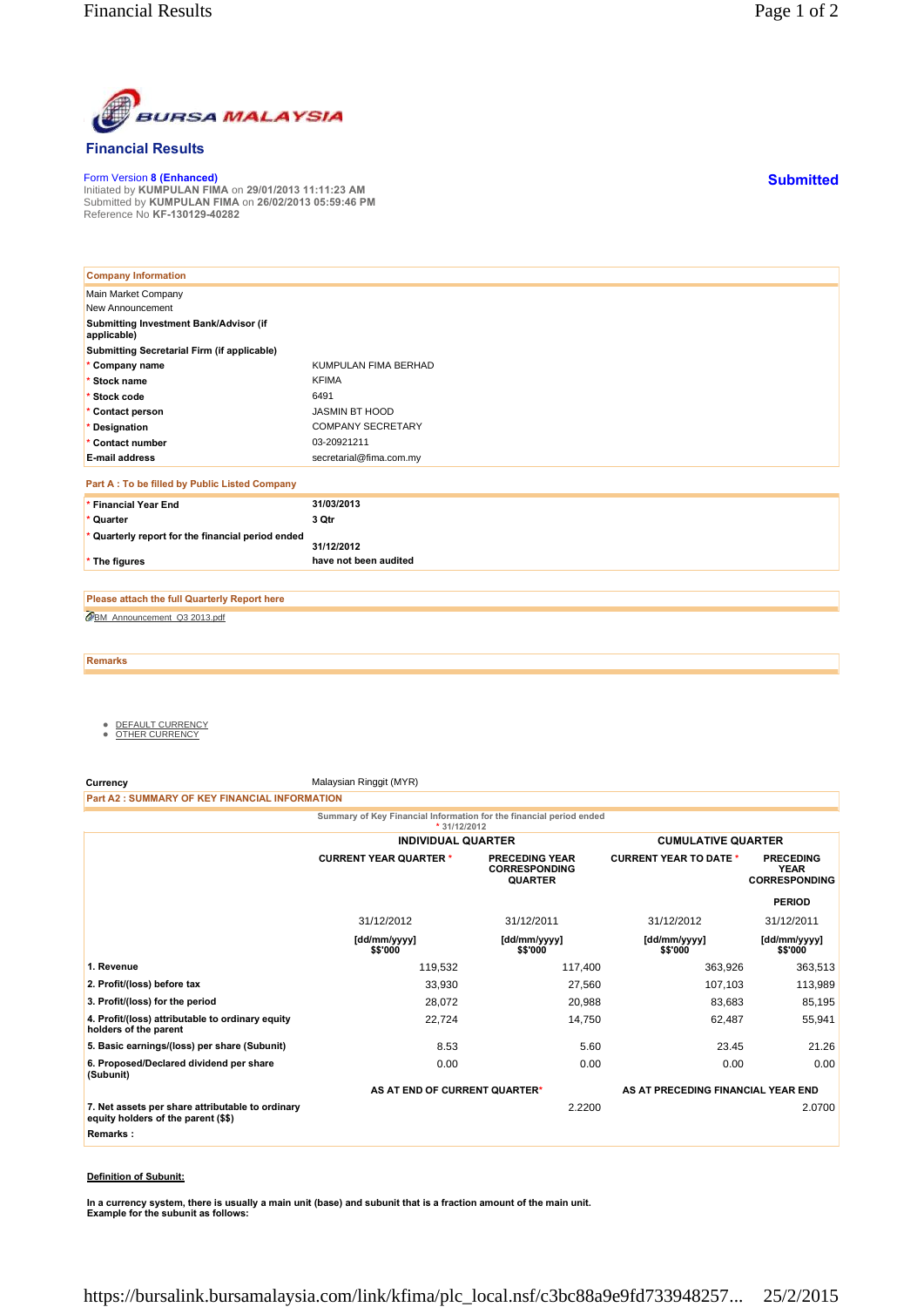BURSA MALAYSIA

## Financial Results

Form Version 8 (Enhanced)
Initiated by **KUMPULAN FIMA** on **29/01/2013 11:11:23 AM**
Submitted by **KUMPULAN FIMA** on **26/02/2013 05:59:46 PM**
Reference No **KF-130129-40282**

**Submitted**

| Company Information | |
|---|---|
| Main Market Company | |
| New Announcement | |
| **Submitting Investment Bank/Advisor (if applicable)** | |
| **Submitting Secretarial Firm (if applicable)** | |
| * **Company name** | KUMPULAN FIMA BERHAD |
| * **Stock name** | KFIMA |
| * **Stock code** | 6491 |
| * **Contact person** | JASMIN BT HOOD |
| * **Designation** | COMPANY SECRETARY |
| * **Contact number** | 03-20921211 |
| **E-mail address** | secretarial@fima.com.my |

| Part A : To be filled by Public Listed Company | |
|---|---|
| * **Financial Year End** | **31/03/2013** |
| * **Quarter** | **3 Qtr** |
| * **Quarterly report for the financial period ended** | **31/12/2012** |
| * **The figures** | **have not been audited** |

**Please attach the full Quarterly Report here**

BM_Announcement_Q3 2013.pdf

**Remarks**

- DEFAULT CURRENCY
- OTHER CURRENCY

**Currency** Malaysian Ringgit (MYR)

**Part A2 : SUMMARY OF KEY FINANCIAL INFORMATION**

Summary of Key Financial Information for the financial period ended
* 31/12/2012

| | INDIVIDUAL QUARTER | | CUMULATIVE QUARTER | |
|---|---|---|---|---|
| | CURRENT YEAR QUARTER * | PRECEDING YEAR CORRESPONDING QUARTER | CURRENT YEAR TO DATE * | PRECEDING YEAR CORRESPONDING PERIOD |
| | 31/12/2012 | 31/12/2011 | 31/12/2012 | 31/12/2011 |
| | [dd/mm/yyyy] $$'000 | [dd/mm/yyyy] $$'000 | [dd/mm/yyyy] $$'000 | [dd/mm/yyyy] $$'000 |
| **1. Revenue** | 119,532 | 117,400 | 363,926 | 363,513 |
| **2. Profit/(loss) before tax** | 33,930 | 27,560 | 107,103 | 113,989 |
| **3. Profit/(loss) for the period** | 28,072 | 20,988 | 83,683 | 85,195 |
| **4. Profit/(loss) attributable to ordinary equity holders of the parent** | 22,724 | 14,750 | 62,487 | 55,941 |
| **5. Basic earnings/(loss) per share (Subunit)** | 8.53 | 5.60 | 23.45 | 21.26 |
| **6. Proposed/Declared dividend per share (Subunit)** | 0.00 | 0.00 | 0.00 | 0.00 |
| | AS AT END OF CURRENT QUARTER* | | AS AT PRECEDING FINANCIAL YEAR END | |
| **7. Net assets per share attributable to ordinary equity holders of the parent ($$)** | | 2.2200 | | 2.0700 |

**Remarks :**

**Definition of Subunit:**

**In a currency system, there is usually a main unit (base) and subunit that is a fraction amount of the main unit. Example for the subunit as follows:**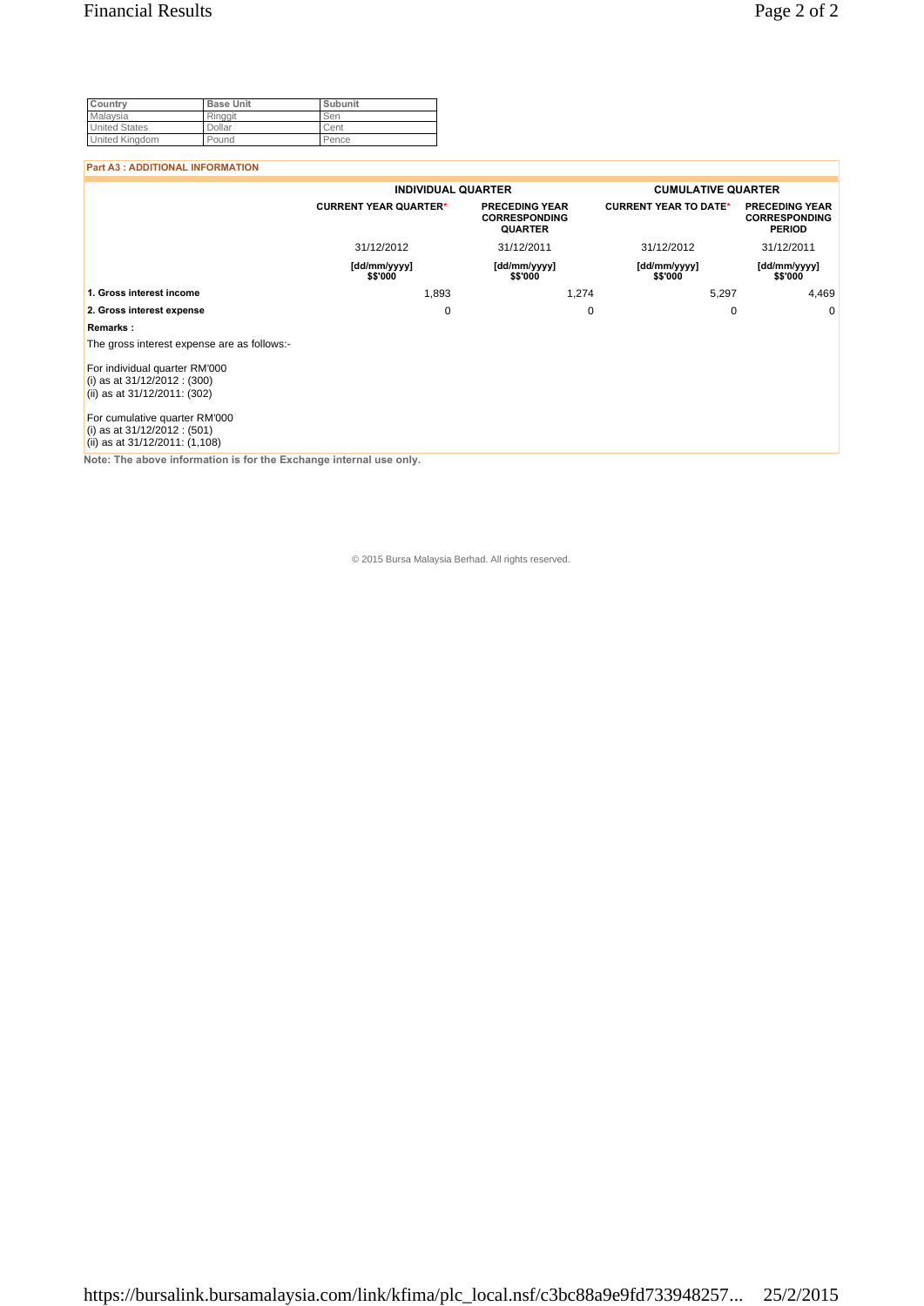| Country | Base Unit | Subunit |
|---|---|---|
| Malaysia | Ringgit | Sen |
| United States | Dollar | Cent |
| United Kingdom | Pound | Pence |

**Part A3 : ADDITIONAL INFORMATION**

| | INDIVIDUAL QUARTER | | CUMULATIVE QUARTER | |
|---|---|---|---|---|
| | CURRENT YEAR QUARTER* | PRECEDING YEAR CORRESPONDING QUARTER | CURRENT YEAR TO DATE* | PRECEDING YEAR CORRESPONDING PERIOD |
| | 31/12/2012 | 31/12/2011 | 31/12/2012 | 31/12/2011 |
| | [dd/mm/yyyy] $$'000 | [dd/mm/yyyy] $$'000 | [dd/mm/yyyy] $$'000 | [dd/mm/yyyy] $$'000 |
| **1. Gross interest income** | 1,893 | 1,274 | 5,297 | 4,469 |
| **2. Gross interest expense** | 0 | 0 | 0 | 0 |

**Remarks :**

The gross interest expense are as follows:-

For individual quarter RM'000
(i) as at 31/12/2012 : (300)
(ii) as at 31/12/2011: (302)

For cumulative quarter RM'000
(i) as at 31/12/2012 : (501)
(ii) as at 31/12/2011: (1,108)

**Note: The above information is for the Exchange internal use only.**

© 2015 Bursa Malaysia Berhad. All rights reserved.